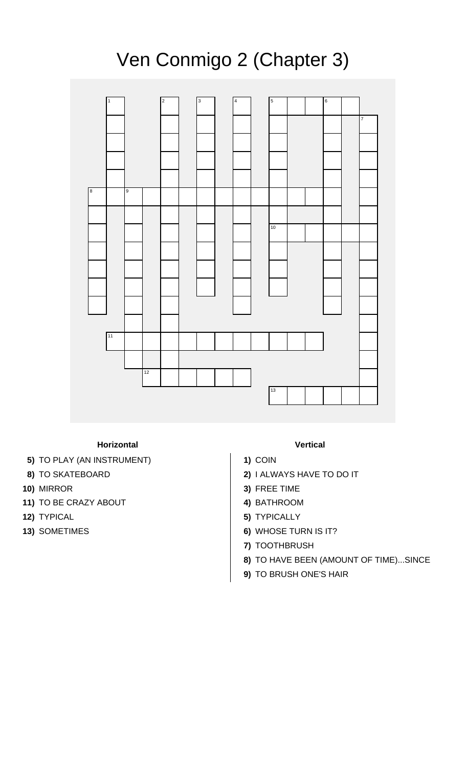# Ven Conmigo 2 (Chapter 3)

### Horizontal

- **5)** TO PLAY (AN INSTRUMENT)
- **8)** TO SKATEBOARD
- **10)** MIRROR
- **11)** TO BE CRAZY ABOUT
- **12)** TYPICAL
- **13)** SOMETIMES

### Vertical

- **1)** COIN
- **2)** I ALWAYS HAVE TO DO IT
- **3)** FREE TIME
- **4)** BATHROOM
- **5)** TYPICALLY
- **6)** WHOSE TURN IS IT?
- **7)** TOOTHBRUSH
- **8)** TO HAVE BEEN (AMOUNT OF TIME)...SINCE
- **9)** TO BRUSH ONE'S HAIR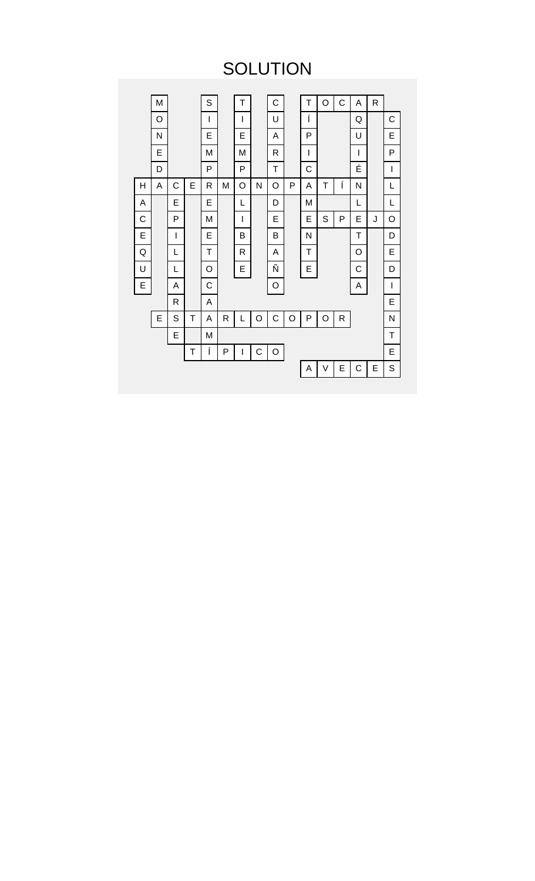# SOLUTION

| | | | | | | | | | | | | | | | |
|---|---|---|---|---|---|---|---|---|---|---|---|---|---|---|---|
| | M | | | S | | T | | C | | T | O | C | A | R | |
| | O | | | I | | I | | U | | Í | | | Q | | C |
| | N | | | E | | E | | A | | P | | | U | | E |
| | E | | | M | | M | | R | | I | | | I | | P |
| | D | | | P | | P | | T | | C | | | É | | I |
| H | A | C | E | R | M | O | N | O | P | A | T | Í | N | | L |
| A | | E | | E | | L | | D | | M | | | L | | L |
| C | | P | | M | | I | | E | | E | S | P | E | J | O |
| E | | I | | E | | B | | B | | N | | | T | | D |
| Q | | L | | T | | R | | A | | T | | | O | | E |
| U | | L | | O | | E | | Ñ | | E | | | C | | D |
| E | | A | | C | | | | O | | | | | A | | I |
| | | R | | A | | | | | | | | | | | E |
| | E | S | T | A | R | L | O | C | O | P | O | R | | | N |
| | | E | | M | | | | | | | | | | | T |
| | | | T | Í | P | I | C | O | | | | | | | E |
| | | | | | | | | | | A | V | E | C | E | S |